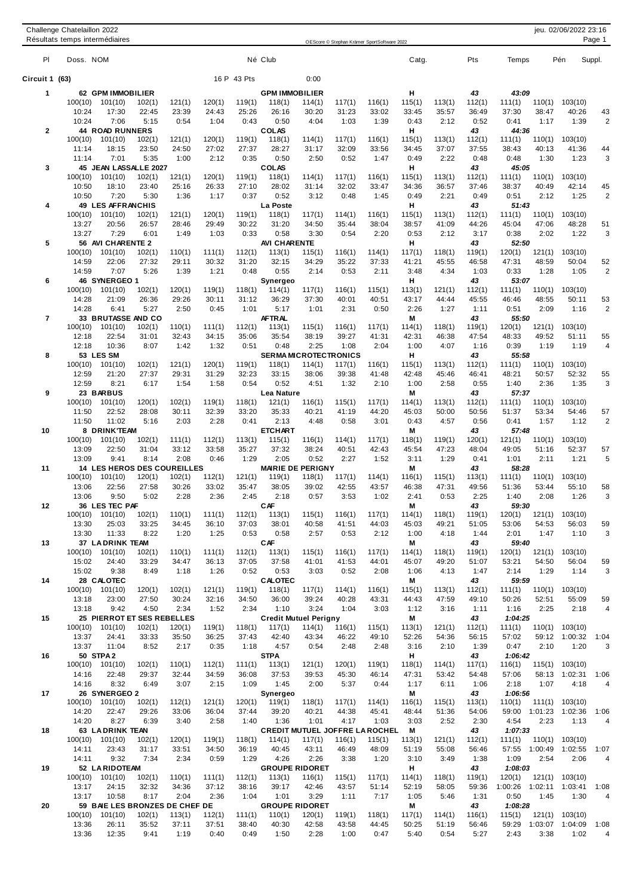# Challenge Chatelaillon 2022

## Résultats temps intermédiaires

| Pl | Doss. NOM | Né | Club | Catg. | Pts | Temps | Pén | Suppl. | | | | | | | | | |
|---|---|---|---|---|---|---|---|---|---|---|---|---|---|---|---|---|---|
| **Circuit 1 (63)** | 16 P 43 Pts | | 0:00 | | | | | | | | | | | | | | |
| **1** | **62 GPM IMMOBILIER** | | **GPM IMMOBILIER** | **H** | **43** | **43:09** | | | | | | | | | | | |
| | 100(10) | 101(10) | 102(1) | 121(1) | 120(1) | 119(1) | 118(1) | 114(1) | 117(1) | 116(1) | 115(1) | 113(1) | 112(1) | 111(1) | 110(1) | 103(10) | |
| | 10:24 | 17:30 | 22:45 | 23:39 | 24:43 | 25:26 | 26:16 | 30:20 | 31:23 | 33:02 | 33:45 | 35:57 | 36:49 | 37:30 | 38:47 | 40:26 | 43 |
| | 10:24 | 7:06 | 5:15 | 0:54 | 1:04 | 0:43 | 0:50 | 4:04 | 1:03 | 1:39 | 0:43 | 2:12 | 0:52 | 0:41 | 1:17 | 1:39 | 2 |
| **2** | **44 ROAD RUNNERS** | | **COLAS** | **H** | **43** | **44:36** | | | | | | | | | | | |
| | 100(10) | 101(10) | 102(1) | 121(1) | 120(1) | 119(1) | 118(1) | 114(1) | 117(1) | 116(1) | 115(1) | 113(1) | 112(1) | 111(1) | 110(1) | 103(10) | |
| | 11:14 | 18:15 | 23:50 | 24:50 | 27:02 | 27:37 | 28:27 | 31:17 | 32:09 | 33:56 | 34:45 | 37:07 | 37:55 | 38:43 | 40:13 | 41:36 | 44 |
| | 11:14 | 7:01 | 5:35 | 1:00 | 2:12 | 0:35 | 0:50 | 2:50 | 0:52 | 1:47 | 0:49 | 2:22 | 0:48 | 0:48 | 1:30 | 1:23 | 3 |
| **3** | **45 JEAN LASSALLE 2027** | | **COLAS** | **H** | **43** | **45:05** | | | | | | | | | | | |
| | 100(10) | 101(10) | 102(1) | 121(1) | 120(1) | 119(1) | 118(1) | 114(1) | 117(1) | 116(1) | 115(1) | 113(1) | 112(1) | 111(1) | 110(1) | 103(10) | |
| | 10:50 | 18:10 | 23:40 | 25:16 | 26:33 | 27:10 | 28:02 | 31:14 | 32:02 | 33:47 | 34:36 | 36:57 | 37:46 | 38:37 | 40:49 | 42:14 | 45 |
| | 10:50 | 7:20 | 5:30 | 1:36 | 1:17 | 0:37 | 0:52 | 3:12 | 0:48 | 1:45 | 0:49 | 2:21 | 0:49 | 0:51 | 2:12 | 1:25 | 2 |
| **4** | **49 LES AFFRANCHIS** | | **La Poste** | **H** | **43** | **51:43** | | | | | | | | | | | |
| | 100(10) | 101(10) | 102(1) | 121(1) | 120(1) | 119(1) | 118(1) | 117(1) | 114(1) | 116(1) | 115(1) | 113(1) | 112(1) | 111(1) | 110(1) | 103(10) | |
| | 13:27 | 20:56 | 26:57 | 28:46 | 29:49 | 30:22 | 31:20 | 34:50 | 35:44 | 38:04 | 38:57 | 41:09 | 44:26 | 45:04 | 47:06 | 48:28 | 51 |
| | 13:27 | 7:29 | 6:01 | 1:49 | 1:03 | 0:33 | 0:58 | 3:30 | 0:54 | 2:20 | 0:53 | 2:12 | 3:17 | 0:38 | 2:02 | 1:22 | 3 |
| **5** | **56 AVI CHARENTE 2** | | **AVI CHARENTE** | **H** | **43** | **52:50** | | | | | | | | | | | |
| | 100(10) | 101(10) | 102(1) | 110(1) | 111(1) | 112(1) | 113(1) | 115(1) | 116(1) | 114(1) | 117(1) | 118(1) | 119(1) | 120(1) | 121(1) | 103(10) | |
| | 14:59 | 22:06 | 27:32 | 29:11 | 30:32 | 31:20 | 32:15 | 34:29 | 35:22 | 37:33 | 41:21 | 45:55 | 46:58 | 47:31 | 48:59 | 50:04 | 52 |
| | 14:59 | 7:07 | 5:26 | 1:39 | 1:21 | 0:48 | 0:55 | 2:14 | 0:53 | 2:11 | 3:48 | 4:34 | 1:03 | 0:33 | 1:28 | 1:05 | 2 |
| **6** | **46 SYNERGEO 1** | | **Synergeo** | **H** | **43** | **53:07** | | | | | | | | | | | |
| | 100(10) | 101(10) | 102(1) | 120(1) | 119(1) | 118(1) | 114(1) | 117(1) | 116(1) | 115(1) | 113(1) | 121(1) | 112(1) | 111(1) | 110(1) | 103(10) | |
| | 14:28 | 21:09 | 26:36 | 29:26 | 30:11 | 31:12 | 36:29 | 37:30 | 40:01 | 40:51 | 43:17 | 44:44 | 45:55 | 46:46 | 48:55 | 50:11 | 53 |
| | 14:28 | 6:41 | 5:27 | 2:50 | 0:45 | 1:01 | 5:17 | 1:01 | 2:31 | 0:50 | 2:26 | 1:27 | 1:11 | 0:51 | 2:09 | 1:16 | 2 |
| **7** | **33 BRUTASSE AND CO** | | **AFTRAL** | **M** | **43** | **55:50** | | | | | | | | | | | |
| | 100(10) | 101(10) | 102(1) | 110(1) | 111(1) | 112(1) | 113(1) | 115(1) | 116(1) | 117(1) | 114(1) | 118(1) | 119(1) | 120(1) | 121(1) | 103(10) | |
| | 12:18 | 22:54 | 31:01 | 32:43 | 34:15 | 35:06 | 35:54 | 38:19 | 39:27 | 41:31 | 42:31 | 46:38 | 47:54 | 48:33 | 49:52 | 51:11 | 55 |
| | 12:18 | 10:36 | 8:07 | 1:42 | 1:32 | 0:51 | 0:48 | 2:25 | 1:08 | 2:04 | 1:00 | 4:07 | 1:16 | 0:39 | 1:19 | 1:19 | 4 |
| **8** | **53 LES SM** | | **SERMA MICROTECTRONICS** | **H** | **43** | **55:58** | | | | | | | | | | | |
| | 100(10) | 101(10) | 102(1) | 121(1) | 120(1) | 119(1) | 118(1) | 114(1) | 117(1) | 116(1) | 115(1) | 113(1) | 112(1) | 111(1) | 110(1) | 103(10) | |
| | 12:59 | 21:20 | 27:37 | 29:31 | 31:29 | 32:23 | 33:15 | 38:06 | 39:38 | 41:48 | 42:48 | 45:46 | 46:41 | 48:21 | 50:57 | 52:32 | 55 |
| | 12:59 | 8:21 | 6:17 | 1:54 | 1:58 | 0:54 | 0:52 | 4:51 | 1:32 | 2:10 | 1:00 | 2:58 | 0:55 | 1:40 | 2:36 | 1:35 | 3 |
| **9** | **23 BARBUS** | | **Lea Nature** | **M** | **43** | **57:37** | | | | | | | | | | | |
| | 100(10) | 101(10) | 120(1) | 102(1) | 119(1) | 118(1) | 121(1) | 116(1) | 115(1) | 117(1) | 114(1) | 113(1) | 112(1) | 111(1) | 110(1) | 103(10) | |
| | 11:50 | 22:52 | 28:08 | 30:11 | 32:39 | 33:20 | 35:33 | 40:21 | 41:19 | 44:20 | 45:03 | 50:00 | 50:56 | 51:37 | 53:34 | 54:46 | 57 |
| | 11:50 | 11:02 | 5:16 | 2:03 | 2:28 | 0:41 | 2:13 | 4:48 | 0:58 | 3:01 | 0:43 | 4:57 | 0:56 | 0:41 | 1:57 | 1:12 | 2 |
| **10** | **8 DRINK'TEAM** | | **ETCHART** | **M** | **43** | **57:48** | | | | | | | | | | | |
| | 100(10) | 101(10) | 102(1) | 111(1) | 112(1) | 113(1) | 115(1) | 116(1) | 114(1) | 117(1) | 118(1) | 119(1) | 120(1) | 121(1) | 110(1) | 103(10) | |
| | 13:09 | 22:50 | 31:04 | 33:12 | 33:58 | 35:27 | 37:32 | 38:24 | 40:51 | 42:43 | 45:54 | 47:23 | 48:04 | 49:05 | 51:16 | 52:37 | 57 |
| | 13:09 | 9:41 | 8:14 | 2:08 | 0:46 | 1:29 | 2:05 | 0:52 | 2:27 | 1:52 | 3:11 | 1:29 | 0:41 | 1:01 | 2:11 | 1:21 | 5 |
| **11** | **14 LES HEROS DES COUREILLES** | | **MAIRIE DE PERIGNY** | **M** | **43** | **58:28** | | | | | | | | | | | |
| | 100(10) | 101(10) | 120(1) | 102(1) | 112(1) | 121(1) | 119(1) | 118(1) | 117(1) | 114(1) | 116(1) | 115(1) | 113(1) | 111(1) | 110(1) | 103(10) | |
| | 13:06 | 22:56 | 27:58 | 30:26 | 33:02 | 35:47 | 38:05 | 39:02 | 42:55 | 43:57 | 46:38 | 47:31 | 49:56 | 51:36 | 53:44 | 55:10 | 58 |
| | 13:06 | 9:50 | 5:02 | 2:28 | 2:36 | 2:45 | 2:18 | 0:57 | 3:53 | 1:02 | 2:41 | 0:53 | 2:25 | 1:40 | 2:08 | 1:26 | 3 |
| **12** | **36 LES TEC PAF** | | **CAF** | **M** | **43** | **59:30** | | | | | | | | | | | |
| | 100(10) | 101(10) | 102(1) | 110(1) | 111(1) | 112(1) | 113(1) | 115(1) | 116(1) | 117(1) | 114(1) | 118(1) | 119(1) | 120(1) | 121(1) | 103(10) | |
| | 13:30 | 25:03 | 33:25 | 34:45 | 36:10 | 37:03 | 38:01 | 40:58 | 41:51 | 44:03 | 45:03 | 49:21 | 51:05 | 53:06 | 54:53 | 56:03 | 59 |
| | 13:30 | 11:33 | 8:22 | 1:20 | 1:25 | 0:53 | 0:58 | 2:57 | 0:53 | 2:12 | 1:00 | 4:18 | 1:44 | 2:01 | 1:47 | 1:10 | 3 |
| **13** | **37 LA DRINK TEAM** | | **CAF** | **M** | **43** | **59:40** | | | | | | | | | | | |
| | 100(10) | 101(10) | 102(1) | 110(1) | 111(1) | 112(1) | 113(1) | 115(1) | 116(1) | 117(1) | 114(1) | 118(1) | 119(1) | 120(1) | 121(1) | 103(10) | |
| | 15:02 | 24:40 | 33:29 | 34:47 | 36:13 | 37:05 | 37:58 | 41:01 | 41:53 | 44:01 | 45:07 | 49:20 | 51:07 | 53:21 | 54:50 | 56:04 | 59 |
| | 15:02 | 9:38 | 8:49 | 1:18 | 1:26 | 0:52 | 0:53 | 3:03 | 0:52 | 2:08 | 1:06 | 4:13 | 1:47 | 2:14 | 1:29 | 1:14 | 3 |
| **14** | **28 CALOTEC** | | **CALOTEC** | **M** | **43** | **59:59** | | | | | | | | | | | |
| | 100(10) | 101(10) | 120(1) | 102(1) | 121(1) | 119(1) | 118(1) | 117(1) | 114(1) | 116(1) | 115(1) | 113(1) | 112(1) | 111(1) | 110(1) | 103(10) | |
| | 13:18 | 23:00 | 27:50 | 30:24 | 32:16 | 34:50 | 36:00 | 39:24 | 40:28 | 43:31 | 44:43 | 47:59 | 49:10 | 50:26 | 52:51 | 55:09 | 59 |
| | 13:18 | 9:42 | 4:50 | 2:34 | 1:52 | 2:34 | 1:10 | 3:24 | 1:04 | 3:03 | 1:12 | 3:16 | 1:11 | 1:16 | 2:25 | 2:18 | 4 |
| **15** | **25 PIERROT ET SES REBELLES** | | **Credit Mutuel Perigny** | **M** | **43** | **1:04:25** | | | | | | | | | | | |
| | 100(10) | 101(10) | 102(1) | 120(1) | 119(1) | 118(1) | 117(1) | 114(1) | 116(1) | 115(1) | 113(1) | 121(1) | 112(1) | 111(1) | 110(1) | 103(10) | |
| | 13:37 | 24:41 | 33:33 | 35:50 | 36:25 | 37:43 | 42:40 | 43:34 | 46:22 | 49:10 | 52:26 | 54:36 | 56:15 | 57:02 | 59:12 | 1:00:32 | 1:04 |
| | 13:37 | 11:04 | 8:52 | 2:17 | 0:35 | 1:18 | 4:57 | 0:54 | 2:48 | 2:48 | 3:16 | 2:10 | 1:39 | 0:47 | 2:10 | 1:20 | 3 |
| **16** | **50 STPA 2** | | **STPA** | **H** | **43** | **1:06:42** | | | | | | | | | | | |
| | 100(10) | 101(10) | 102(1) | 110(1) | 112(1) | 111(1) | 113(1) | 121(1) | 120(1) | 119(1) | 118(1) | 114(1) | 117(1) | 116(1) | 115(1) | 103(10) | |
| | 14:16 | 22:48 | 29:37 | 32:44 | 34:59 | 36:08 | 37:53 | 39:53 | 45:30 | 46:14 | 47:31 | 53:42 | 54:48 | 57:06 | 58:13 | 1:02:31 | 1:06 |
| | 14:16 | 8:32 | 6:49 | 3:07 | 2:15 | 1:09 | 1:45 | 2:00 | 5:37 | 0:44 | 1:17 | 6:11 | 1:06 | 2:18 | 1:07 | 4:18 | 4 |
| **17** | **26 SYNERGEO 2** | | **Synergeo** | **M** | **43** | **1:06:56** | | | | | | | | | | | |
| | 100(10) | 101(10) | 102(1) | 112(1) | 121(1) | 120(1) | 119(1) | 118(1) | 117(1) | 114(1) | 116(1) | 115(1) | 113(1) | 110(1) | 111(1) | 103(10) | |
| | 14:20 | 22:47 | 29:26 | 33:06 | 36:04 | 37:44 | 39:20 | 40:21 | 44:38 | 45:41 | 48:44 | 51:36 | 54:06 | 59:00 | 1:01:23 | 1:02:36 | 1:06 |
| | 14:20 | 8:27 | 6:39 | 3:40 | 2:58 | 1:40 | 1:36 | 1:01 | 4:17 | 1:03 | 3:03 | 2:52 | 2:30 | 4:54 | 2:23 | 1:13 | 4 |
| **18** | **63 LA DRINK TEAN** | | **CREDIT MUTUEL JOFFRE LA ROCHEL** | **M** | **43** | **1:07:33** | | | | | | | | | | | |
| | 100(10) | 101(10) | 102(1) | 120(1) | 119(1) | 118(1) | 114(1) | 117(1) | 116(1) | 115(1) | 113(1) | 121(1) | 112(1) | 111(1) | 110(1) | 103(10) | |
| | 14:11 | 23:43 | 31:17 | 33:51 | 34:50 | 36:19 | 40:45 | 43:11 | 46:49 | 48:09 | 51:19 | 55:08 | 56:46 | 57:55 | 1:00:49 | 1:02:55 | 1:07 |
| | 14:11 | 9:32 | 7:34 | 2:34 | 0:59 | 1:29 | 4:26 | 2:26 | 3:38 | 1:20 | 3:10 | 3:49 | 1:38 | 1:09 | 2:54 | 2:06 | 4 |
| **19** | **52 LA RIDOTEAM** | | **GROUPE RIDORET** | **H** | **43** | **1:08:03** | | | | | | | | | | | |
| | 100(10) | 101(10) | 102(1) | 110(1) | 111(1) | 112(1) | 113(1) | 116(1) | 115(1) | 117(1) | 114(1) | 118(1) | 119(1) | 120(1) | 121(1) | 103(10) | |
| | 13:17 | 24:15 | 32:32 | 34:36 | 37:12 | 38:16 | 39:17 | 42:46 | 43:57 | 51:14 | 52:19 | 58:05 | 59:36 | 1:00:26 | 1:02:11 | 1:03:41 | 1:08 |
| | 13:17 | 10:58 | 8:17 | 2:04 | 2:36 | 1:04 | 1:01 | 3:29 | 1:11 | 7:17 | 1:05 | 5:46 | 1:31 | 0:50 | 1:45 | 1:30 | 4 |
| **20** | **59 BAIE LES BRONZES DE CHEF DE** | | **GROUPE RIDORET** | **M** | **43** | **1:08:28** | | | | | | | | | | | |
| | 100(10) | 101(10) | 102(1) | 113(1) | 112(1) | 111(1) | 110(1) | 120(1) | 119(1) | 118(1) | 117(1) | 114(1) | 116(1) | 115(1) | 121(1) | 103(10) | |
| | 13:36 | 26:11 | 35:52 | 37:11 | 37:51 | 38:40 | 40:30 | 42:58 | 43:58 | 44:45 | 50:25 | 51:19 | 56:46 | 59:29 | 1:03:07 | 1:04:09 | 1:08 |
| | 13:36 | 12:35 | 9:41 | 1:19 | 0:40 | 0:49 | 1:50 | 2:28 | 1:00 | 0:47 | 5:40 | 0:54 | 5:27 | 2:43 | 3:38 | 1:02 | 4 |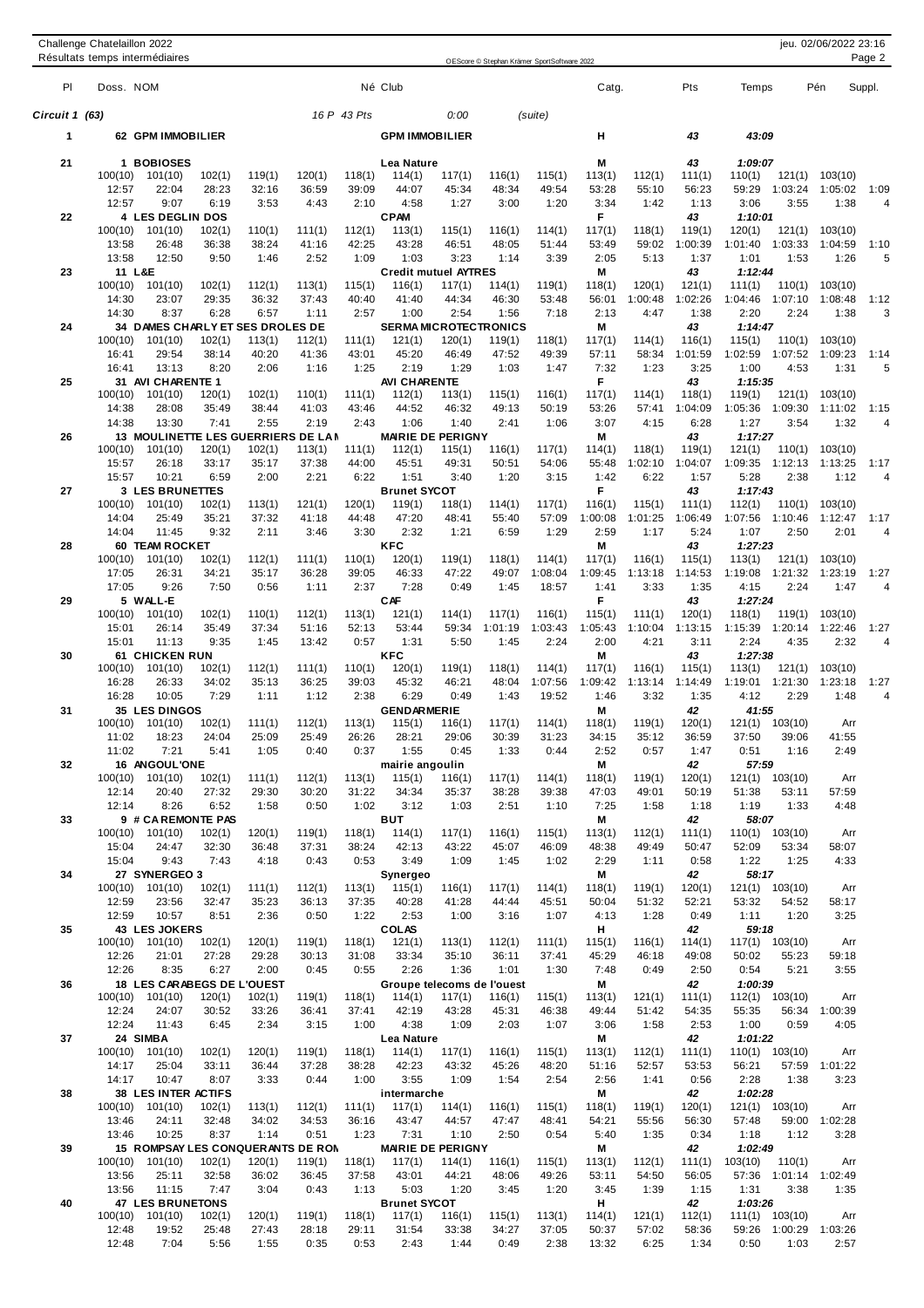Challenge Chatelaillon 2022

Résultats temps intermédiaires

| Pl | Doss. NOM | Né Club | Catg. | Pts | Temps | Pén | Suppl. |
|---|---|---|---|---|---|---|---|

**Circuit 1 (63)** 16 P 43 Pts 0:00 (suite)

| Pl | Doss. | NOM / Club | Catg. | Pts | Temps |
|---|---|---|---|---|---|
| 1 | 62 | GPM IMMOBILIER / GPM IMMOBILIER | H | 43 | 43:09 |

| Pl | Doss. NOM | Club | Catg. | Pts | Temps | | | | | | | | | | | | | | |
|---|---|---|---|---|---|---|---|---|---|---|---|---|---|---|---|---|---|---|---|
| 21 | 1 BOBIOSES | Lea Nature | M | 43 | 1:09:07 | | | | | | | | | | | | | | |
| | 100(10) | 101(10) | 102(1) | 119(1) | 120(1) | 118(1) | 114(1) | 117(1) | 116(1) | 115(1) | 113(1) | 112(1) | 111(1) | 110(1) | 121(1) | 103(10) | | |
| | 12:57 | 22:04 | 28:23 | 32:16 | 36:59 | 39:09 | 44:07 | 45:34 | 48:34 | 49:54 | 53:28 | 55:10 | 56:23 | 59:29 | 1:03:24 | 1:05:02 | 1:09 | |
| | 12:57 | 9:07 | 6:19 | 3:53 | 4:43 | 2:10 | 4:58 | 1:27 | 3:00 | 1:20 | 3:34 | 1:42 | 1:13 | 3:06 | 3:55 | 1:38 | 4 | |
| 22 | 4 LES DEGLIN DOS | CPAM | F | 43 | 1:10:01 | | | | | | | | | | | | | | |
| | 100(10) | 101(10) | 102(1) | 110(1) | 111(1) | 112(1) | 113(1) | 115(1) | 116(1) | 114(1) | 117(1) | 118(1) | 119(1) | 120(1) | 121(1) | 103(10) | | |
| | 13:58 | 26:48 | 36:38 | 38:24 | 41:16 | 42:25 | 43:28 | 46:51 | 48:05 | 51:44 | 53:49 | 59:02 | 1:00:39 | 1:01:40 | 1:03:33 | 1:04:59 | 1:10 | |
| | 13:58 | 12:50 | 9:50 | 1:46 | 2:52 | 1:09 | 1:03 | 3:23 | 1:14 | 3:39 | 2:05 | 5:13 | 1:37 | 1:01 | 1:53 | 1:26 | 5 | |
| 23 | 11 L&E | Credit mutuel AYTRES | M | 43 | 1:12:44 | | | | | | | | | | | | | | |
| | 100(10) | 101(10) | 102(1) | 112(1) | 113(1) | 115(1) | 116(1) | 117(1) | 114(1) | 119(1) | 118(1) | 120(1) | 121(1) | 111(1) | 110(1) | 103(10) | | |
| | 14:30 | 23:07 | 29:35 | 36:32 | 37:43 | 40:40 | 41:40 | 44:34 | 46:30 | 53:48 | 56:01 | 1:00:48 | 1:02:26 | 1:04:46 | 1:07:10 | 1:08:48 | 1:12 | |
| | 14:30 | 8:37 | 6:28 | 6:57 | 1:11 | 2:57 | 1:00 | 2:54 | 1:56 | 7:18 | 2:13 | 4:47 | 1:38 | 2:20 | 2:24 | 1:38 | 3 | |
| 24 | 34 DAMES CHARLY ET SES DROLES DE | SERMA MICROTECTRONICS | M | 43 | 1:14:47 | | | | | | | | | | | | | | |
| | 100(10) | 101(10) | 102(1) | 113(1) | 112(1) | 111(1) | 121(1) | 120(1) | 119(1) | 118(1) | 117(1) | 114(1) | 116(1) | 115(1) | 110(1) | 103(10) | | |
| | 16:41 | 29:54 | 38:14 | 40:20 | 41:36 | 43:01 | 45:20 | 46:49 | 47:52 | 49:39 | 57:11 | 58:34 | 1:01:59 | 1:02:59 | 1:07:52 | 1:09:23 | 1:14 | |
| | 16:41 | 13:13 | 8:20 | 2:06 | 1:16 | 1:25 | 2:19 | 1:29 | 1:03 | 1:47 | 7:32 | 1:23 | 3:25 | 1:00 | 4:53 | 1:31 | 5 | |
| 25 | 31 AVI CHARENTE 1 | AVI CHARENTE | F | 43 | 1:15:35 | | | | | | | | | | | | | | |
| | 100(10) | 101(10) | 120(1) | 102(1) | 110(1) | 111(1) | 112(1) | 113(1) | 115(1) | 116(1) | 117(1) | 114(1) | 118(1) | 119(1) | 121(1) | 103(10) | | |
| | 14:38 | 28:08 | 35:49 | 38:44 | 41:03 | 43:46 | 44:52 | 46:32 | 49:13 | 50:19 | 53:26 | 57:41 | 1:04:09 | 1:05:36 | 1:09:30 | 1:11:02 | 1:15 | |
| | 14:38 | 13:30 | 7:41 | 2:55 | 2:19 | 2:43 | 1:06 | 1:40 | 2:41 | 1:06 | 3:07 | 4:15 | 6:28 | 1:27 | 3:54 | 1:32 | 4 | |
| 26 | 13 MOULINETTE LES GUERRIERS DE LAN | MAIRIE DE PERIGNY | M | 43 | 1:17:27 | | | | | | | | | | | | | | |
| | 100(10) | 101(10) | 120(1) | 102(1) | 113(1) | 111(1) | 112(1) | 115(1) | 116(1) | 117(1) | 114(1) | 118(1) | 119(1) | 121(1) | 110(1) | 103(10) | | |
| | 15:57 | 26:18 | 33:17 | 35:17 | 37:38 | 44:00 | 45:51 | 49:31 | 50:51 | 54:06 | 55:48 | 1:02:10 | 1:04:07 | 1:09:35 | 1:12:13 | 1:13:25 | 1:17 | |
| | 15:57 | 10:21 | 6:59 | 2:00 | 2:21 | 6:22 | 1:51 | 3:40 | 1:20 | 3:15 | 1:42 | 6:22 | 1:57 | 5:28 | 2:38 | 1:12 | 4 | |
| 27 | 3 LES BRUNETTES | Brunet SYCOT | F | 43 | 1:17:43 | | | | | | | | | | | | | | |
| | 100(10) | 101(10) | 102(1) | 113(1) | 121(1) | 120(1) | 119(1) | 118(1) | 114(1) | 117(1) | 116(1) | 115(1) | 111(1) | 112(1) | 110(1) | 103(10) | | |
| | 14:04 | 25:49 | 35:21 | 37:32 | 41:18 | 44:48 | 47:20 | 48:41 | 55:40 | 57:09 | 1:00:08 | 1:01:25 | 1:06:49 | 1:07:56 | 1:10:46 | 1:12:47 | 1:17 | |
| | 14:04 | 11:45 | 9:32 | 2:11 | 3:46 | 3:30 | 2:32 | 1:21 | 6:59 | 1:29 | 2:59 | 1:17 | 5:24 | 1:07 | 2:50 | 2:01 | 4 | |
| 28 | 60 TEAM ROCKET | KFC | M | 43 | 1:27:23 | | | | | | | | | | | | | | |
| | 100(10) | 101(10) | 102(1) | 112(1) | 111(1) | 110(1) | 120(1) | 119(1) | 118(1) | 114(1) | 117(1) | 116(1) | 115(1) | 113(1) | 121(1) | 103(10) | | |
| | 17:05 | 26:31 | 34:21 | 35:17 | 36:28 | 39:05 | 46:33 | 47:22 | 49:07 | 1:08:04 | 1:09:45 | 1:13:18 | 1:14:53 | 1:19:08 | 1:21:32 | 1:23:19 | 1:27 | |
| | 17:05 | 9:26 | 7:50 | 0:56 | 1:11 | 2:37 | 7:28 | 0:49 | 1:45 | 18:57 | 1:41 | 3:33 | 1:35 | 4:15 | 2:24 | 1:47 | 4 | |
| 29 | 5 WALL-E | CAF | F | 43 | 1:27:24 | | | | | | | | | | | | | | |
| | 100(10) | 101(10) | 102(1) | 110(1) | 112(1) | 113(1) | 121(1) | 114(1) | 117(1) | 116(1) | 115(1) | 111(1) | 120(1) | 118(1) | 119(1) | 103(10) | | |
| | 15:01 | 26:14 | 35:49 | 37:34 | 51:16 | 52:13 | 53:44 | 59:34 | 1:01:19 | 1:03:43 | 1:05:43 | 1:10:04 | 1:13:15 | 1:15:39 | 1:20:14 | 1:22:46 | 1:27 | |
| | 15:01 | 11:13 | 9:35 | 1:45 | 13:42 | 0:57 | 1:31 | 5:50 | 1:45 | 2:24 | 2:00 | 4:21 | 3:11 | 2:24 | 4:35 | 2:32 | 4 | |
| 30 | 61 CHICKEN RUN | KFC | M | 43 | 1:27:38 | | | | | | | | | | | | | | |
| | 100(10) | 101(10) | 102(1) | 112(1) | 111(1) | 110(1) | 120(1) | 119(1) | 118(1) | 114(1) | 117(1) | 116(1) | 115(1) | 113(1) | 121(1) | 103(10) | | |
| | 16:28 | 26:33 | 34:02 | 35:13 | 36:25 | 39:03 | 45:32 | 46:21 | 48:04 | 1:07:56 | 1:09:42 | 1:13:14 | 1:14:49 | 1:19:01 | 1:21:30 | 1:23:18 | 1:27 | |
| | 16:28 | 10:05 | 7:29 | 1:11 | 1:12 | 2:38 | 6:29 | 0:49 | 1:43 | 19:52 | 1:46 | 3:32 | 1:35 | 4:12 | 2:29 | 1:48 | 4 | |
| 31 | 35 LES DINGOS | GENDARMERIE | M | 42 | 41:55 | | | | | | | | | | | | | | |
| | 100(10) | 101(10) | 102(1) | 111(1) | 112(1) | 113(1) | 115(1) | 116(1) | 117(1) | 114(1) | 118(1) | 119(1) | 120(1) | 121(1) | 103(10) | Arr | | |
| | 11:02 | 18:23 | 24:04 | 25:09 | 25:49 | 26:26 | 28:21 | 29:06 | 30:39 | 31:23 | 34:15 | 35:12 | 36:59 | 37:50 | 39:06 | 41:55 | | |
| | 11:02 | 7:21 | 5:41 | 1:05 | 0:40 | 0:37 | 1:55 | 0:45 | 1:33 | 0:44 | 2:52 | 0:57 | 1:47 | 0:51 | 1:16 | 2:49 | | |
| 32 | 16 ANGOUL'ONE | mairie angoulin | M | 42 | 57:59 | | | | | | | | | | | | | | |
| | 100(10) | 101(10) | 102(1) | 111(1) | 112(1) | 113(1) | 115(1) | 116(1) | 117(1) | 114(1) | 118(1) | 119(1) | 120(1) | 121(1) | 103(10) | Arr | | |
| | 12:14 | 20:40 | 27:32 | 29:30 | 30:20 | 31:22 | 34:34 | 35:37 | 38:28 | 39:38 | 47:03 | 49:01 | 50:19 | 51:38 | 53:11 | 57:59 | | |
| | 12:14 | 8:26 | 6:52 | 1:58 | 0:50 | 1:02 | 3:12 | 1:03 | 2:51 | 1:10 | 7:25 | 1:58 | 1:18 | 1:19 | 1:33 | 4:48 | | |
| 33 | 9 # CA REMONTE PAS | BUT | M | 42 | 58:07 | | | | | | | | | | | | | | |
| | 100(10) | 101(10) | 102(1) | 120(1) | 119(1) | 118(1) | 114(1) | 117(1) | 116(1) | 115(1) | 113(1) | 112(1) | 111(1) | 110(1) | 103(10) | Arr | | |
| | 15:04 | 24:47 | 32:30 | 36:48 | 37:31 | 38:24 | 42:13 | 43:22 | 45:07 | 46:09 | 48:38 | 49:49 | 50:47 | 52:09 | 53:34 | 58:07 | | |
| | 15:04 | 9:43 | 7:43 | 4:18 | 0:43 | 0:53 | 3:49 | 1:09 | 1:45 | 1:02 | 2:29 | 1:11 | 0:58 | 1:22 | 1:25 | 4:33 | | |
| 34 | 27 SYNERGEO 3 | Synergeo | M | 42 | 58:17 | | | | | | | | | | | | | | |
| | 100(10) | 101(10) | 102(1) | 111(1) | 112(1) | 113(1) | 115(1) | 116(1) | 117(1) | 114(1) | 118(1) | 119(1) | 120(1) | 121(1) | 103(10) | Arr | | |
| | 12:59 | 23:56 | 32:47 | 35:23 | 36:13 | 37:35 | 40:28 | 41:28 | 44:44 | 45:51 | 50:04 | 51:32 | 52:21 | 53:32 | 54:52 | 58:17 | | |
| | 12:59 | 10:57 | 8:51 | 2:36 | 0:50 | 1:22 | 2:53 | 1:00 | 3:16 | 1:07 | 4:13 | 1:28 | 0:49 | 1:11 | 1:20 | 3:25 | | |
| 35 | 43 LES JOKERS | COLAS | H | 42 | 59:18 | | | | | | | | | | | | | | |
| | 100(10) | 101(10) | 102(1) | 120(1) | 119(1) | 118(1) | 121(1) | 113(1) | 112(1) | 111(1) | 115(1) | 116(1) | 114(1) | 117(1) | 103(10) | Arr | | |
| | 12:26 | 21:01 | 27:28 | 29:28 | 30:13 | 31:08 | 33:34 | 35:10 | 36:11 | 37:41 | 45:29 | 46:18 | 49:08 | 50:02 | 55:23 | 59:18 | | |
| | 12:26 | 8:35 | 6:27 | 2:00 | 0:45 | 0:55 | 2:26 | 1:36 | 1:01 | 1:30 | 7:48 | 0:49 | 2:50 | 0:54 | 5:21 | 3:55 | | |
| 36 | 18 LES CARABEGS DE L'OUEST | Groupe telecoms de l'ouest | M | 42 | 1:00:39 | | | | | | | | | | | | | | |
| | 100(10) | 101(10) | 120(1) | 102(1) | 119(1) | 118(1) | 114(1) | 117(1) | 116(1) | 115(1) | 113(1) | 121(1) | 111(1) | 112(1) | 103(10) | Arr | | |
| | 12:24 | 24:07 | 30:52 | 33:26 | 36:41 | 37:41 | 42:19 | 43:28 | 45:31 | 46:38 | 49:44 | 51:42 | 54:35 | 55:35 | 56:34 | 1:00:39 | | |
| | 12:24 | 11:43 | 6:45 | 2:34 | 3:15 | 1:00 | 4:38 | 1:09 | 2:03 | 1:07 | 3:06 | 1:58 | 2:53 | 1:00 | 0:59 | 4:05 | | |
| 37 | 24 SIMBA | Lea Nature | M | 42 | 1:01:22 | | | | | | | | | | | | | | |
| | 100(10) | 101(10) | 102(1) | 120(1) | 119(1) | 118(1) | 114(1) | 117(1) | 116(1) | 115(1) | 113(1) | 112(1) | 111(1) | 110(1) | 103(10) | Arr | | |
| | 14:17 | 25:04 | 33:11 | 36:44 | 37:28 | 38:28 | 42:23 | 43:32 | 45:26 | 48:20 | 51:16 | 52:57 | 53:53 | 56:21 | 57:59 | 1:01:22 | | |
| | 14:17 | 10:47 | 8:07 | 3:33 | 0:44 | 1:00 | 3:55 | 1:09 | 1:54 | 2:54 | 2:56 | 1:41 | 0:56 | 2:28 | 1:38 | 3:23 | | |
| 38 | 38 LES INTER ACTIFS | intermarche | M | 42 | 1:02:28 | | | | | | | | | | | | | | |
| | 100(10) | 101(10) | 102(1) | 113(1) | 112(1) | 111(1) | 117(1) | 114(1) | 116(1) | 115(1) | 118(1) | 119(1) | 120(1) | 121(1) | 103(10) | Arr | | |
| | 13:46 | 24:11 | 32:48 | 34:02 | 34:53 | 36:16 | 43:47 | 44:57 | 47:47 | 48:41 | 54:21 | 55:56 | 56:30 | 57:48 | 59:00 | 1:02:28 | | |
| | 13:46 | 10:25 | 8:37 | 1:14 | 0:51 | 1:23 | 7:31 | 1:10 | 2:50 | 0:54 | 5:40 | 1:35 | 0:34 | 1:18 | 1:12 | 3:28 | | |
| 39 | 15 ROMPSAY LES CONQUERANTS DE ROM | MAIRIE DE PERIGNY | M | 42 | 1:02:49 | | | | | | | | | | | | | | |
| | 100(10) | 101(10) | 102(1) | 120(1) | 119(1) | 118(1) | 117(1) | 114(1) | 116(1) | 115(1) | 113(1) | 112(1) | 111(1) | 103(10) | 110(1) | Arr | | |
| | 13:56 | 25:11 | 32:58 | 36:02 | 36:45 | 37:58 | 43:01 | 44:21 | 48:06 | 49:26 | 53:11 | 54:50 | 56:05 | 57:36 | 1:01:14 | 1:02:49 | | |
| | 13:56 | 11:15 | 7:47 | 3:04 | 0:43 | 1:13 | 5:03 | 1:20 | 3:45 | 1:20 | 3:45 | 1:39 | 1:15 | 1:31 | 3:38 | 1:35 | | |
| 40 | 47 LES BRUNETONS | Brunet SYCOT | H | 42 | 1:03:26 | | | | | | | | | | | | | | |
| | 100(10) | 101(10) | 102(1) | 120(1) | 119(1) | 118(1) | 117(1) | 116(1) | 115(1) | 113(1) | 114(1) | 121(1) | 112(1) | 111(1) | 103(10) | Arr | | |
| | 12:48 | 19:52 | 25:48 | 27:43 | 28:18 | 29:11 | 31:54 | 33:38 | 34:27 | 37:05 | 50:37 | 57:02 | 58:36 | 59:26 | 1:00:29 | 1:03:26 | | |
| | 12:48 | 7:04 | 5:56 | 1:55 | 0:35 | 0:53 | 2:43 | 1:44 | 0:49 | 2:38 | 13:32 | 6:25 | 1:34 | 0:50 | 1:03 | 2:57 | | |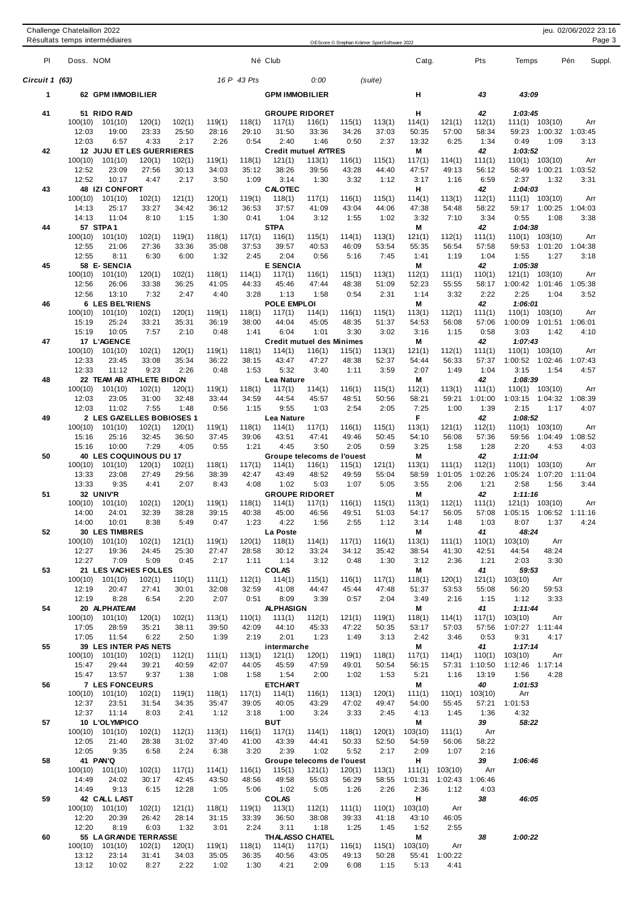| Pl | Doss. NOM | | | | | | Né Club | | | | Catg. | | Pts | Temps | Pén | Suppl. |
|---|---|---|---|---|---|---|---|---|---|---|---|---|---|---|---|---|
| *Circuit 1 (63)* | | | | *16 P 43 Pts* | | | | *0:00* | | *(suite)* | | | | | | |
| **1** | **62 GPM IMMOBILIER** | | | | | | **GPM IMMOBILIER** | | | | **H** | | **43** | **43:09** | | |
| **41** | **51 RIDO RAID** | | | | | | **GROUPE RIDORET** | | | | **H** | | **42** | **1:03:45** | | |
| | 100(10) | 101(10) | 120(1) | 102(1) | 119(1) | 118(1) | 117(1) | 116(1) | 115(1) | 113(1) | 114(1) | 121(1) | 112(1) | 111(1) | 103(10) | Arr |
| | 12:03 | 19:00 | 23:33 | 25:50 | 28:16 | 29:10 | 31:50 | 33:36 | 34:26 | 37:03 | 50:35 | 57:00 | 58:34 | 59:23 | 1:00:32 | 1:03:45 |
| | 12:03 | 6:57 | 4:33 | 2:17 | 2:26 | 0:54 | 2:40 | 1:46 | 0:50 | 2:37 | 13:32 | 6:25 | 1:34 | 0:49 | 1:09 | 3:13 |
| **42** | **12 JUJU ET LES GUERRIERES** | | | | | | **Credit mutuel AYTRES** | | | | **M** | | **42** | **1:03:52** | | |
| | 100(10) | 101(10) | 120(1) | 102(1) | 119(1) | 118(1) | 121(1) | 113(1) | 116(1) | 115(1) | 117(1) | 114(1) | 111(1) | 110(1) | 103(10) | Arr |
| | 12:52 | 23:09 | 27:56 | 30:13 | 34:03 | 35:12 | 38:26 | 39:56 | 43:28 | 44:40 | 47:57 | 49:13 | 56:12 | 58:49 | 1:00:21 | 1:03:52 |
| | 12:52 | 10:17 | 4:47 | 2:17 | 3:50 | 1:09 | 3:14 | 1:30 | 3:32 | 1:12 | 3:17 | 1:16 | 6:59 | 2:37 | 1:32 | 3:31 |
| **43** | **48 IZI CONFORT** | | | | | | **CALOTEC** | | | | **H** | | **42** | **1:04:03** | | |
| | 100(10) | 101(10) | 102(1) | 121(1) | 120(1) | 119(1) | 118(1) | 117(1) | 116(1) | 115(1) | 114(1) | 113(1) | 112(1) | 111(1) | 103(10) | Arr |
| | 14:13 | 25:17 | 33:27 | 34:42 | 36:12 | 36:53 | 37:57 | 41:09 | 43:04 | 44:06 | 47:38 | 54:48 | 58:22 | 59:17 | 1:00:25 | 1:04:03 |
| | 14:13 | 11:04 | 8:10 | 1:15 | 1:30 | 0:41 | 1:04 | 3:12 | 1:55 | 1:02 | 3:32 | 7:10 | 3:34 | 0:55 | 1:08 | 3:38 |
| **44** | **57 STPA1** | | | | | | **STPA** | | | | **M** | | **42** | **1:04:38** | | |
| | 100(10) | 101(10) | 102(1) | 119(1) | 118(1) | 117(1) | 116(1) | 115(1) | 114(1) | 113(1) | 121(1) | 112(1) | 111(1) | 110(1) | 103(10) | Arr |
| | 12:55 | 21:06 | 27:36 | 33:36 | 35:08 | 37:53 | 39:57 | 40:53 | 46:09 | 53:54 | 55:35 | 56:54 | 57:58 | 59:53 | 1:01:20 | 1:04:38 |
| | 12:55 | 8:11 | 6:30 | 6:00 | 1:32 | 2:45 | 2:04 | 0:56 | 5:16 | 7:45 | 1:41 | 1:19 | 1:04 | 1:55 | 1:27 | 3:18 |
| **45** | **58 E- SENCIA** | | | | | | **E SENCIA** | | | | **M** | | **42** | **1:05:38** | | |
| | 100(10) | 101(10) | 120(1) | 102(1) | 118(1) | 114(1) | 117(1) | 116(1) | 115(1) | 113(1) | 112(1) | 111(1) | 110(1) | 121(1) | 103(10) | Arr |
| | 12:56 | 26:06 | 33:38 | 36:25 | 41:05 | 44:33 | 45:46 | 47:44 | 48:38 | 51:09 | 52:23 | 55:55 | 58:17 | 1:00:42 | 1:01:46 | 1:05:38 |
| | 12:56 | 13:10 | 7:32 | 2:47 | 4:40 | 3:28 | 1:13 | 1:58 | 0:54 | 2:31 | 1:14 | 3:32 | 2:22 | 2:25 | 1:04 | 3:52 |
| **46** | **6 LES BEL'RIENS** | | | | | | **POLE EMPLOI** | | | | **M** | | **42** | **1:06:01** | | |
| | 100(10) | 101(10) | 102(1) | 120(1) | 119(1) | 118(1) | 117(1) | 114(1) | 116(1) | 115(1) | 113(1) | 112(1) | 111(1) | 110(1) | 103(10) | Arr |
| | 15:19 | 25:24 | 33:21 | 35:31 | 36:19 | 38:00 | 44:04 | 45:05 | 48:35 | 51:37 | 54:53 | 56:08 | 57:06 | 1:00:09 | 1:01:51 | 1:06:01 |
| | 15:19 | 10:05 | 7:57 | 2:10 | 0:48 | 1:41 | 6:04 | 1:01 | 3:30 | 3:02 | 3:16 | 1:15 | 0:58 | 3:03 | 1:42 | 4:10 |
| **47** | **17 L'AGENCE** | | | | | | **Credit mutuel des Minimes** | | | | **M** | | **42** | **1:07:43** | | |
| | 100(10) | 101(10) | 102(1) | 120(1) | 119(1) | 118(1) | 114(1) | 116(1) | 115(1) | 113(1) | 121(1) | 112(1) | 111(1) | 110(1) | 103(10) | Arr |
| | 12:33 | 23:45 | 33:08 | 35:34 | 36:22 | 38:15 | 43:47 | 47:27 | 48:38 | 52:37 | 54:44 | 56:33 | 57:37 | 1:00:52 | 1:02:46 | 1:07:43 |
| | 12:33 | 11:12 | 9:23 | 2:26 | 0:48 | 1:53 | 5:32 | 3:40 | 1:11 | 3:59 | 2:07 | 1:49 | 1:04 | 3:15 | 1:54 | 4:57 |
| **48** | **22 TEAM AB ATHLETE BIDON** | | | | | | **Lea Nature** | | | | **M** | | **42** | **1:08:39** | | |
| | 100(10) | 101(10) | 102(1) | 120(1) | 119(1) | 118(1) | 117(1) | 114(1) | 116(1) | 115(1) | 112(1) | 113(1) | 111(1) | 110(1) | 103(10) | Arr |
| | 12:03 | 23:05 | 31:00 | 32:48 | 33:44 | 34:59 | 44:54 | 45:57 | 48:51 | 50:56 | 58:21 | 59:21 | 1:01:00 | 1:03:15 | 1:04:32 | 1:08:39 |
| | 12:03 | 11:02 | 7:55 | 1:48 | 0:56 | 1:15 | 9:55 | 1:03 | 2:54 | 2:05 | 7:25 | 1:00 | 1:39 | 2:15 | 1:17 | 4:07 |
| **49** | **2 LES GAZELLES BOBIOSES 1** | | | | | | **Lea Nature** | | | | **F** | | **42** | **1:08:52** | | |
| | 100(10) | 101(10) | 102(1) | 120(1) | 119(1) | 118(1) | 114(1) | 117(1) | 116(1) | 115(1) | 113(1) | 121(1) | 112(1) | 110(1) | 103(10) | Arr |
| | 15:16 | 25:16 | 32:45 | 36:50 | 37:45 | 39:06 | 43:51 | 47:41 | 49:46 | 50:45 | 54:10 | 56:08 | 57:36 | 59:56 | 1:04:49 | 1:08:52 |
| | 15:16 | 10:00 | 7:29 | 4:05 | 0:55 | 1:21 | 4:45 | 3:50 | 2:05 | 0:59 | 3:25 | 1:58 | 1:28 | 2:20 | 4:53 | 4:03 |
| **50** | **40 LES COQUINOUS DU 17** | | | | | | **Groupe telecoms de l'ouest** | | | | **M** | | **42** | **1:11:04** | | |
| | 100(10) | 101(10) | 120(1) | 102(1) | 118(1) | 117(1) | 114(1) | 116(1) | 115(1) | 121(1) | 113(1) | 111(1) | 112(1) | 110(1) | 103(10) | Arr |
| | 13:33 | 23:08 | 27:49 | 29:56 | 38:39 | 42:47 | 43:49 | 48:52 | 49:59 | 55:04 | 58:59 | 1:01:05 | 1:02:26 | 1:05:24 | 1:07:20 | 1:11:04 |
| | 13:33 | 9:35 | 4:41 | 2:07 | 8:43 | 4:08 | 1:02 | 5:03 | 1:07 | 5:05 | 3:55 | 2:06 | 1:21 | 2:58 | 1:56 | 3:44 |
| **51** | **32 UNIV'R** | | | | | | **GROUPE RIDORET** | | | | **M** | | **42** | **1:11:16** | | |
| | 100(10) | 101(10) | 102(1) | 120(1) | 119(1) | 118(1) | 114(1) | 117(1) | 116(1) | 115(1) | 113(1) | 112(1) | 111(1) | 121(1) | 103(10) | Arr |
| | 14:00 | 24:01 | 32:39 | 38:28 | 39:15 | 40:38 | 45:00 | 46:56 | 49:51 | 51:03 | 54:17 | 56:05 | 57:08 | 1:05:15 | 1:06:52 | 1:11:16 |
| | 14:00 | 10:01 | 8:38 | 5:49 | 0:47 | 1:23 | 4:22 | 1:56 | 2:55 | 1:12 | 3:14 | 1:48 | 1:03 | 8:07 | 1:37 | 4:24 |
| **52** | **30 LES TIMBRES** | | | | | | **La Poste** | | | | **M** | | **41** | **48:24** | | |
| | 100(10) | 101(10) | 102(1) | 121(1) | 119(1) | 120(1) | 118(1) | 114(1) | 117(1) | 116(1) | 113(1) | 111(1) | 110(1) | 103(10) | Arr | |
| | 12:27 | 19:36 | 24:45 | 25:30 | 27:47 | 28:58 | 30:12 | 33:24 | 34:12 | 35:42 | 38:54 | 41:30 | 42:51 | 44:54 | 48:24 | |
| | 12:27 | 7:09 | 5:09 | 0:45 | 2:17 | 1:11 | 1:14 | 3:12 | 0:48 | 1:30 | 3:12 | 2:36 | 1:21 | 2:03 | 3:30 | |
| **53** | **21 LES VACHES FOLLES** | | | | | | **COLAS** | | | | **M** | | **41** | **59:53** | | |
| | 100(10) | 101(10) | 102(1) | 110(1) | 111(1) | 112(1) | 114(1) | 115(1) | 116(1) | 117(1) | 118(1) | 120(1) | 121(1) | 103(10) | Arr | |
| | 12:19 | 20:47 | 27:41 | 30:01 | 32:08 | 32:59 | 41:08 | 44:47 | 45:44 | 47:48 | 51:37 | 53:53 | 55:08 | 56:20 | 59:53 | |
| | 12:19 | 8:28 | 6:54 | 2:20 | 2:07 | 0:51 | 8:09 | 3:39 | 0:57 | 2:04 | 3:49 | 2:16 | 1:15 | 1:12 | 3:33 | |
| **54** | **20 ALPHATEAM** | | | | | | **ALPHASIGN** | | | | **M** | | **41** | **1:11:44** | | |
| | 100(10) | 101(10) | 120(1) | 102(1) | 113(1) | 110(1) | 111(1) | 112(1) | 121(1) | 119(1) | 118(1) | 114(1) | 117(1) | 103(10) | Arr | |
| | 17:05 | 28:59 | 35:21 | 38:11 | 39:50 | 42:09 | 44:10 | 45:33 | 47:22 | 50:35 | 53:17 | 57:03 | 57:56 | 1:07:27 | 1:11:44 | |
| | 17:05 | 11:54 | 6:22 | 2:50 | 1:39 | 2:19 | 2:01 | 1:23 | 1:49 | 3:13 | 2:42 | 3:46 | 0:53 | 9:31 | 4:17 | |
| **55** | **39 LES INTER PAS NETS** | | | | | | **intermarche** | | | | **M** | | **41** | **1:17:14** | | |
| | 100(10) | 101(10) | 102(1) | 112(1) | 111(1) | 113(1) | 121(1) | 120(1) | 119(1) | 118(1) | 117(1) | 114(1) | 110(1) | 103(10) | Arr | |
| | 15:47 | 29:44 | 39:21 | 40:59 | 42:07 | 44:05 | 45:59 | 47:59 | 49:01 | 50:54 | 56:15 | 57:31 | 1:10:50 | 1:12:46 | 1:17:14 | |
| | 15:47 | 13:57 | 9:37 | 1:38 | 1:08 | 1:58 | 1:54 | 2:00 | 1:02 | 1:53 | 5:21 | 1:16 | 13:19 | 1:56 | 4:28 | |
| **56** | **7 LES FONCEURS** | | | | | | **ETCHART** | | | | **M** | | **40** | **1:01:53** | | |
| | 100(10) | 101(10) | 102(1) | 119(1) | 118(1) | 117(1) | 114(1) | 116(1) | 113(1) | 120(1) | 111(1) | 110(1) | 103(10) | Arr | | |
| | 12:37 | 23:51 | 31:54 | 34:35 | 35:47 | 39:05 | 40:05 | 43:29 | 47:02 | 49:47 | 54:00 | 55:45 | 57:21 | 1:01:53 | | |
| | 12:37 | 11:14 | 8:03 | 2:41 | 1:12 | 3:18 | 1:00 | 3:24 | 3:33 | 2:45 | 4:13 | 1:45 | 1:36 | 4:32 | | |
| **57** | **10 L'OLYMPICO** | | | | | | **BUT** | | | | **M** | | **39** | **58:22** | | |
| | 100(10) | 101(10) | 102(1) | 112(1) | 113(1) | 116(1) | 117(1) | 114(1) | 118(1) | 120(1) | 103(10) | 111(1) | Arr | | | |
| | 12:05 | 21:40 | 28:38 | 31:02 | 37:40 | 41:00 | 43:39 | 44:41 | 50:33 | 52:50 | 54:59 | 56:06 | 58:22 | | | |
| | 12:05 | 9:35 | 6:58 | 2:24 | 6:38 | 3:20 | 2:39 | 1:02 | 5:52 | 2:17 | 2:09 | 1:07 | 2:16 | | | |
| **58** | **41 PAN'Q** | | | | | | **Groupe telecoms de l'ouest** | | | | **H** | | **39** | **1:06:46** | | |
| | 100(10) | 101(10) | 102(1) | 117(1) | 114(1) | 116(1) | 115(1) | 121(1) | 120(1) | 113(1) | 111(1) | 103(10) | Arr | | | |
| | 14:49 | 24:02 | 30:17 | 42:45 | 43:50 | 48:56 | 49:58 | 55:03 | 56:29 | 58:55 | 1:01:31 | 1:02:43 | 1:06:46 | | | |
| | 14:49 | 9:13 | 6:15 | 12:28 | 1:05 | 5:06 | 1:02 | 5:05 | 1:26 | 2:26 | 2:36 | 1:12 | 4:03 | | | |
| **59** | **42 CALL LAST** | | | | | | **COLAS** | | | | **H** | | **38** | **46:05** | | |
| | 100(10) | 101(10) | 102(1) | 121(1) | 118(1) | 119(1) | 113(1) | 112(1) | 111(1) | 110(1) | 103(10) | Arr | | | | |
| | 12:20 | 20:39 | 26:42 | 28:14 | 31:15 | 33:39 | 36:50 | 38:08 | 39:33 | 41:18 | 43:10 | 46:05 | | | | |
| | 12:20 | 8:19 | 6:03 | 1:32 | 3:01 | 2:24 | 3:11 | 1:18 | 1:25 | 1:45 | 1:52 | 2:55 | | | | |
| **60** | **55 LA GRANDE TERRASSE** | | | | | | **THALASSO CHATEL** | | | | **M** | | **38** | **1:00:22** | | |
| | 100(10) | 101(10) | 102(1) | 120(1) | 119(1) | 118(1) | 114(1) | 117(1) | 116(1) | 115(1) | 103(10) | Arr | | | | |
| | 13:12 | 23:14 | 31:41 | 34:03 | 35:05 | 36:35 | 40:56 | 43:05 | 49:13 | 50:28 | 55:41 | 1:00:22 | | | | |
| | 13:12 | 10:02 | 8:27 | 2:22 | 1:02 | 1:30 | 4:21 | 2:09 | 6:08 | 1:15 | 5:13 | 4:41 | | | | |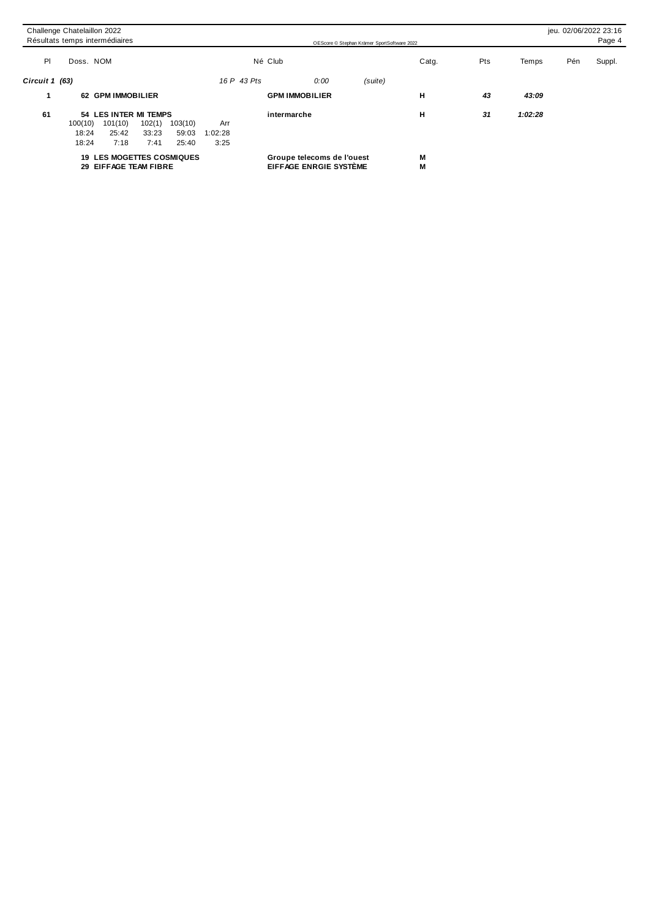| Pl | Doss. NOM | Né | Club | Catg. | Pts | Temps | Pén | Suppl. |
|---|---|---|---|---|---|---|---|---|
| *Circuit 1 (63)* | | *16 P 43 Pts* | *0:00* *(suite)* | | | | | |
| **1** | **62 GPM IMMOBILIER** | | **GPM IMMOBILIER** | **H** | ***43*** | ***43:09*** | | |
| **61** | **54 LES INTER MI TEMPS** | | **intermarche** | **H** | ***31*** | ***1:02:28*** | | |
| | 100(10) 101(10) 102(1) 103(10) Arr | | | | | | | |
| | 18:24 25:42 33:23 59:03 1:02:28 | | | | | | | |
| | 18:24 7:18 7:41 25:40 3:25 | | | | | | | |
| | **19 LES MOGETTES COSMIQUES** | | **Groupe telecoms de l'ouest** | **M** | | | | |
| | **29 EIFFAGE TEAM FIBRE** | | **EIFFAGE ENRGIE SYSTÈME** | **M** | | | | |